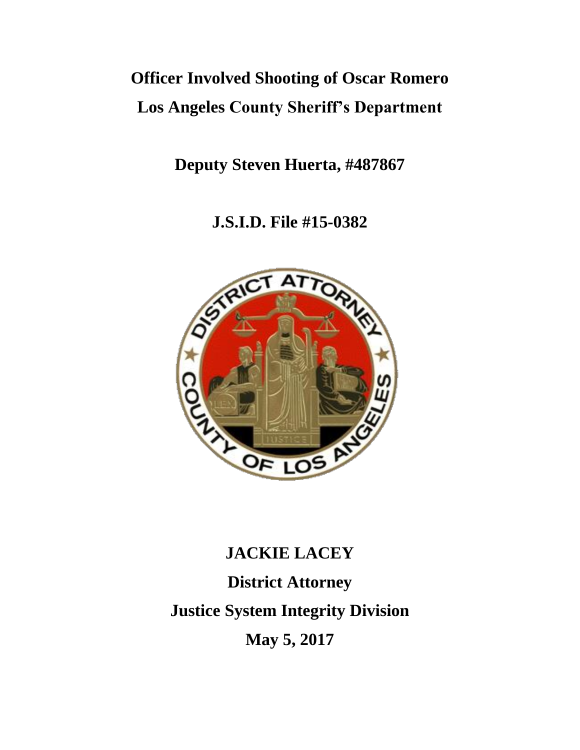# Officer Involved Shooting of Oscar Romero

# Los Angeles County Sheriff's Department

**Deputy Steven Huerta, #487867**

**J.S.I.D. File #15-0382**

**JACKIE LACEY**

**District Attorney**

**Justice System Integrity Division**

**May 5, 2017**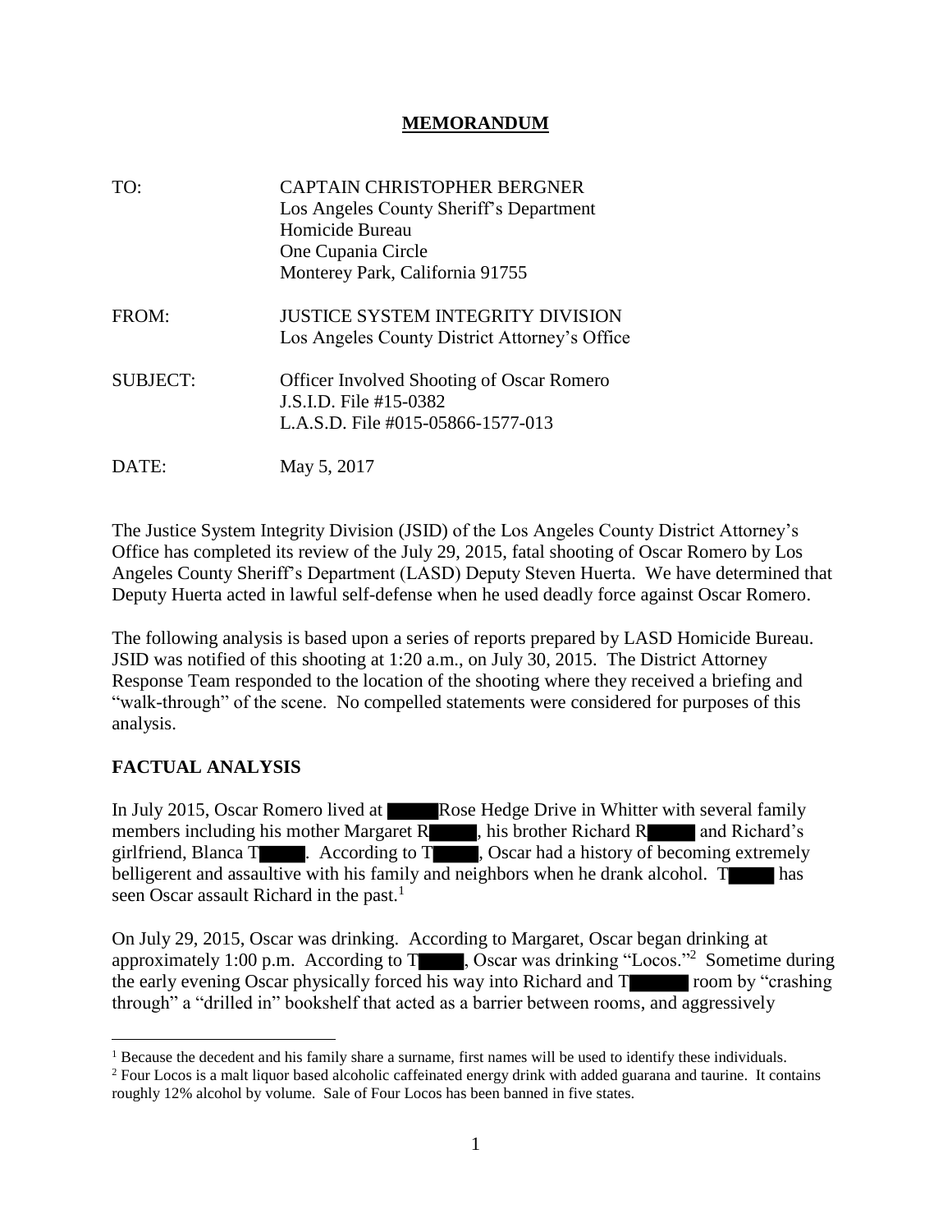# MEMORANDUM

TO: CAPTAIN CHRISTOPHER BERGNER
Los Angeles County Sheriff's Department
Homicide Bureau
One Cupania Circle
Monterey Park, California 91755

FROM: JUSTICE SYSTEM INTEGRITY DIVISION
Los Angeles County District Attorney's Office

SUBJECT: Officer Involved Shooting of Oscar Romero
J.S.I.D. File #15-0382
L.A.S.D. File #015-05866-1577-013

DATE: May 5, 2017

The Justice System Integrity Division (JSID) of the Los Angeles County District Attorney's Office has completed its review of the July 29, 2015, fatal shooting of Oscar Romero by Los Angeles County Sheriff's Department (LASD) Deputy Steven Huerta. We have determined that Deputy Huerta acted in lawful self-defense when he used deadly force against Oscar Romero.

The following analysis is based upon a series of reports prepared by LASD Homicide Bureau. JSID was notified of this shooting at 1:20 a.m., on July 30, 2015. The District Attorney Response Team responded to the location of the shooting where they received a briefing and "walk-through" of the scene. No compelled statements were considered for purposes of this analysis.

## FACTUAL ANALYSIS

In July 2015, Oscar Romero lived at ████ Rose Hedge Drive in Whitter with several family members including his mother Margaret R████, his brother Richard R████ and Richard's girlfriend, Blanca T████. According to T████, Oscar had a history of becoming extremely belligerent and assaultive with his family and neighbors when he drank alcohol. T████ has seen Oscar assault Richard in the past.[1]

On July 29, 2015, Oscar was drinking. According to Margaret, Oscar began drinking at approximately 1:00 p.m. According to T████, Oscar was drinking "Locos."[2] Sometime during the early evening Oscar physically forced his way into Richard and T████ room by "crashing through" a "drilled in" bookshelf that acted as a barrier between rooms, and aggressively

---

[1] Because the decedent and his family share a surname, first names will be used to identify these individuals.

[2] Four Locos is a malt liquor based alcoholic caffeinated energy drink with added guarana and taurine. It contains roughly 12% alcohol by volume. Sale of Four Locos has been banned in five states.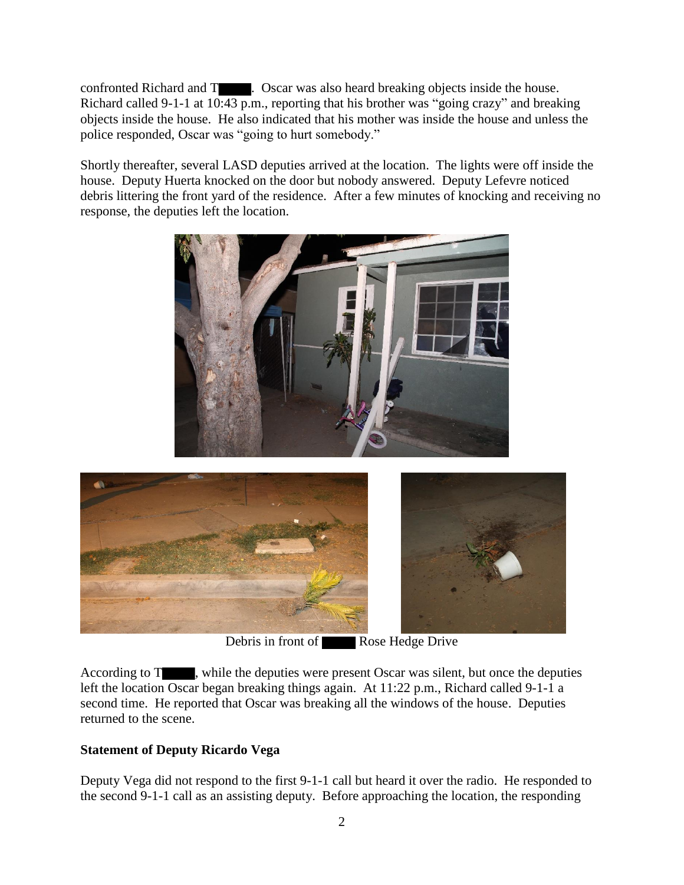confronted Richard and T█████. Oscar was also heard breaking objects inside the house. Richard called 9-1-1 at 10:43 p.m., reporting that his brother was "going crazy" and breaking objects inside the house. He also indicated that his mother was inside the house and unless the police responded, Oscar was "going to hurt somebody."

Shortly thereafter, several LASD deputies arrived at the location. The lights were off inside the house. Deputy Huerta knocked on the door but nobody answered. Deputy Lefevre noticed debris littering the front yard of the residence. After a few minutes of knocking and receiving no response, the deputies left the location.

Debris in front of █████ Rose Hedge Drive

According to T█████, while the deputies were present Oscar was silent, but once the deputies left the location Oscar began breaking things again. At 11:22 p.m., Richard called 9-1-1 a second time. He reported that Oscar was breaking all the windows of the house. Deputies returned to the scene.

**Statement of Deputy Ricardo Vega**

Deputy Vega did not respond to the first 9-1-1 call but heard it over the radio. He responded to the second 9-1-1 call as an assisting deputy. Before approaching the location, the responding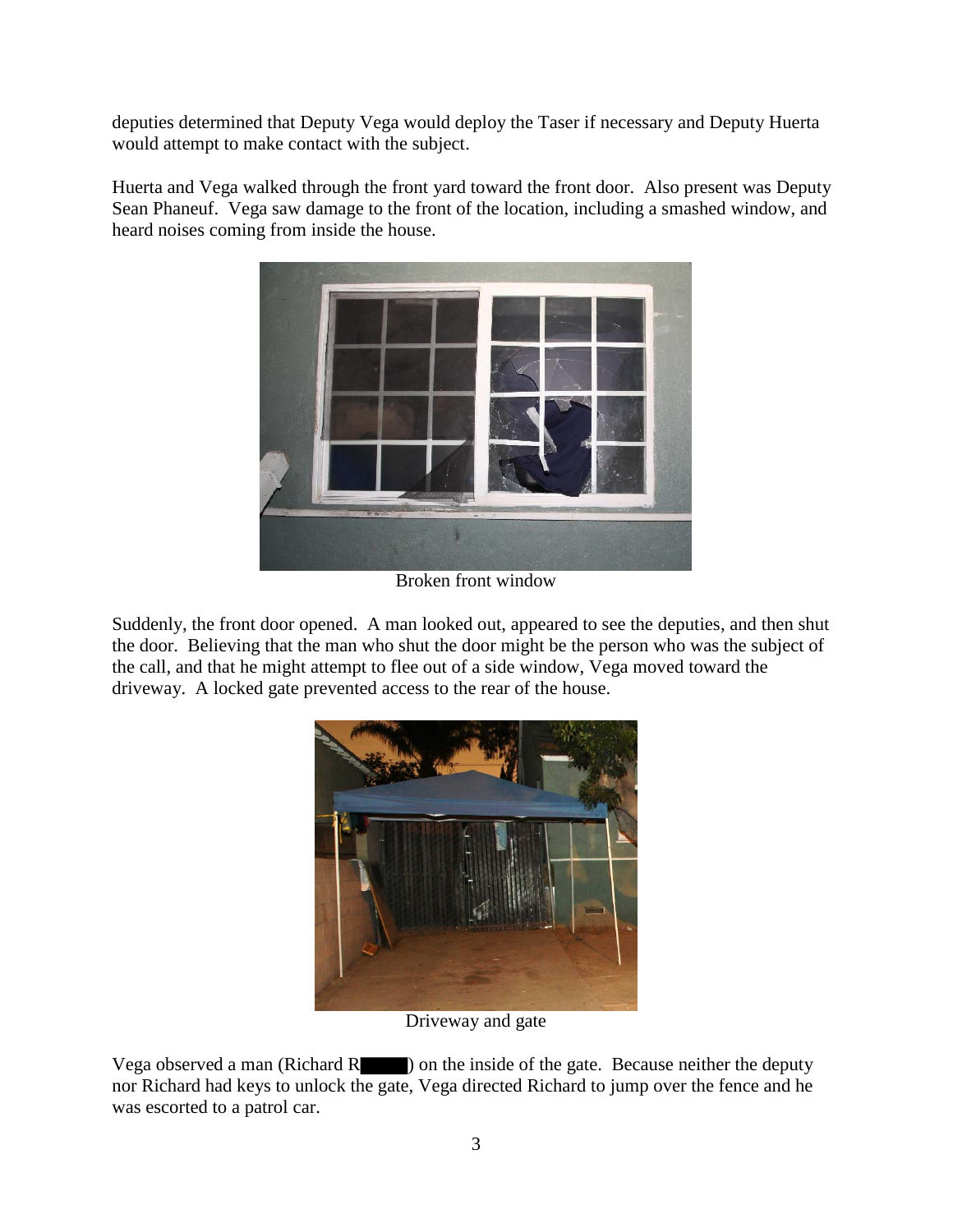deputies determined that Deputy Vega would deploy the Taser if necessary and Deputy Huerta would attempt to make contact with the subject.

Huerta and Vega walked through the front yard toward the front door. Also present was Deputy Sean Phaneuf. Vega saw damage to the front of the location, including a smashed window, and heard noises coming from inside the house.

Broken front window

Suddenly, the front door opened. A man looked out, appeared to see the deputies, and then shut the door. Believing that the man who shut the door might be the person who was the subject of the call, and that he might attempt to flee out of a side window, Vega moved toward the driveway. A locked gate prevented access to the rear of the house.

Driveway and gate

Vega observed a man (Richard R█████) on the inside of the gate. Because neither the deputy nor Richard had keys to unlock the gate, Vega directed Richard to jump over the fence and he was escorted to a patrol car.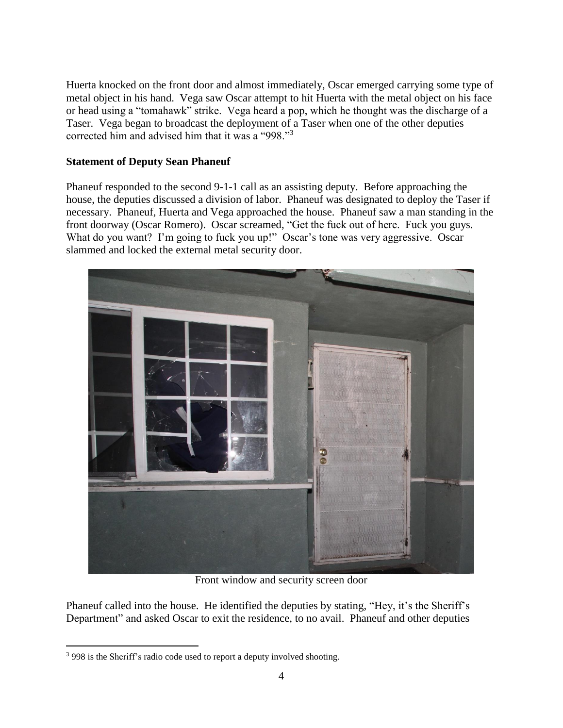Huerta knocked on the front door and almost immediately, Oscar emerged carrying some type of metal object in his hand. Vega saw Oscar attempt to hit Huerta with the metal object on his face or head using a "tomahawk" strike. Vega heard a pop, which he thought was the discharge of a Taser. Vega began to broadcast the deployment of a Taser when one of the other deputies corrected him and advised him that it was a "998."[3]

**Statement of Deputy Sean Phaneuf**

Phaneuf responded to the second 9-1-1 call as an assisting deputy. Before approaching the house, the deputies discussed a division of labor. Phaneuf was designated to deploy the Taser if necessary. Phaneuf, Huerta and Vega approached the house. Phaneuf saw a man standing in the front doorway (Oscar Romero). Oscar screamed, "Get the fuck out of here. Fuck you guys. What do you want? I'm going to fuck you up!" Oscar's tone was very aggressive. Oscar slammed and locked the external metal security door.

Front window and security screen door

Phaneuf called into the house. He identified the deputies by stating, "Hey, it's the Sheriff's Department" and asked Oscar to exit the residence, to no avail. Phaneuf and other deputies

[3] 998 is the Sheriff's radio code used to report a deputy involved shooting.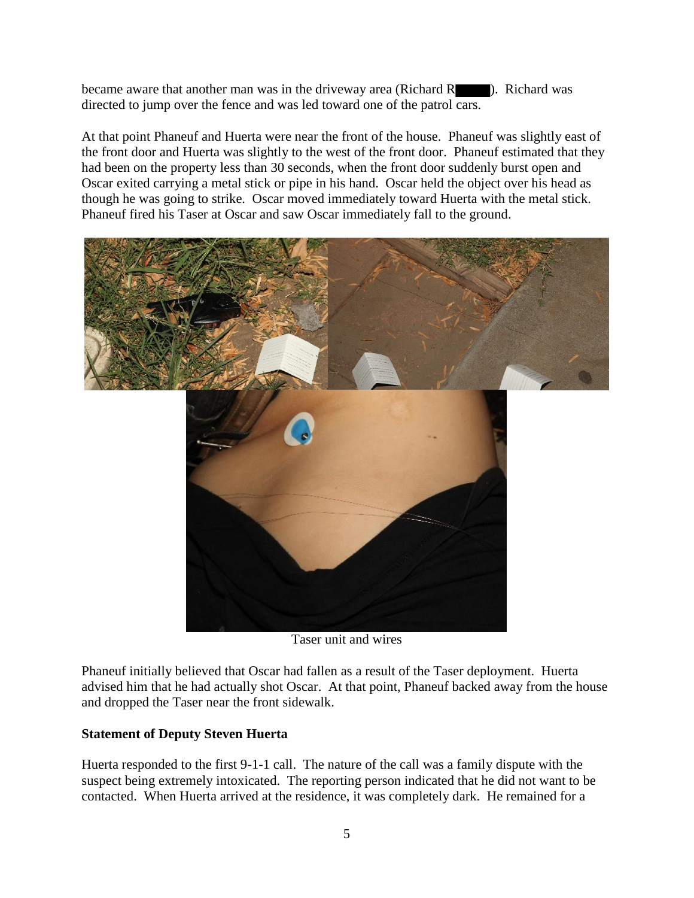became aware that another man was in the driveway area (Richard R████). Richard was directed to jump over the fence and was led toward one of the patrol cars.

At that point Phaneuf and Huerta were near the front of the house. Phaneuf was slightly east of the front door and Huerta was slightly to the west of the front door. Phaneuf estimated that they had been on the property less than 30 seconds, when the front door suddenly burst open and Oscar exited carrying a metal stick or pipe in his hand. Oscar held the object over his head as though he was going to strike. Oscar moved immediately toward Huerta with the metal stick. Phaneuf fired his Taser at Oscar and saw Oscar immediately fall to the ground.

Taser unit and wires

Phaneuf initially believed that Oscar had fallen as a result of the Taser deployment. Huerta advised him that he had actually shot Oscar. At that point, Phaneuf backed away from the house and dropped the Taser near the front sidewalk.

**Statement of Deputy Steven Huerta**

Huerta responded to the first 9-1-1 call. The nature of the call was a family dispute with the suspect being extremely intoxicated. The reporting person indicated that he did not want to be contacted. When Huerta arrived at the residence, it was completely dark. He remained for a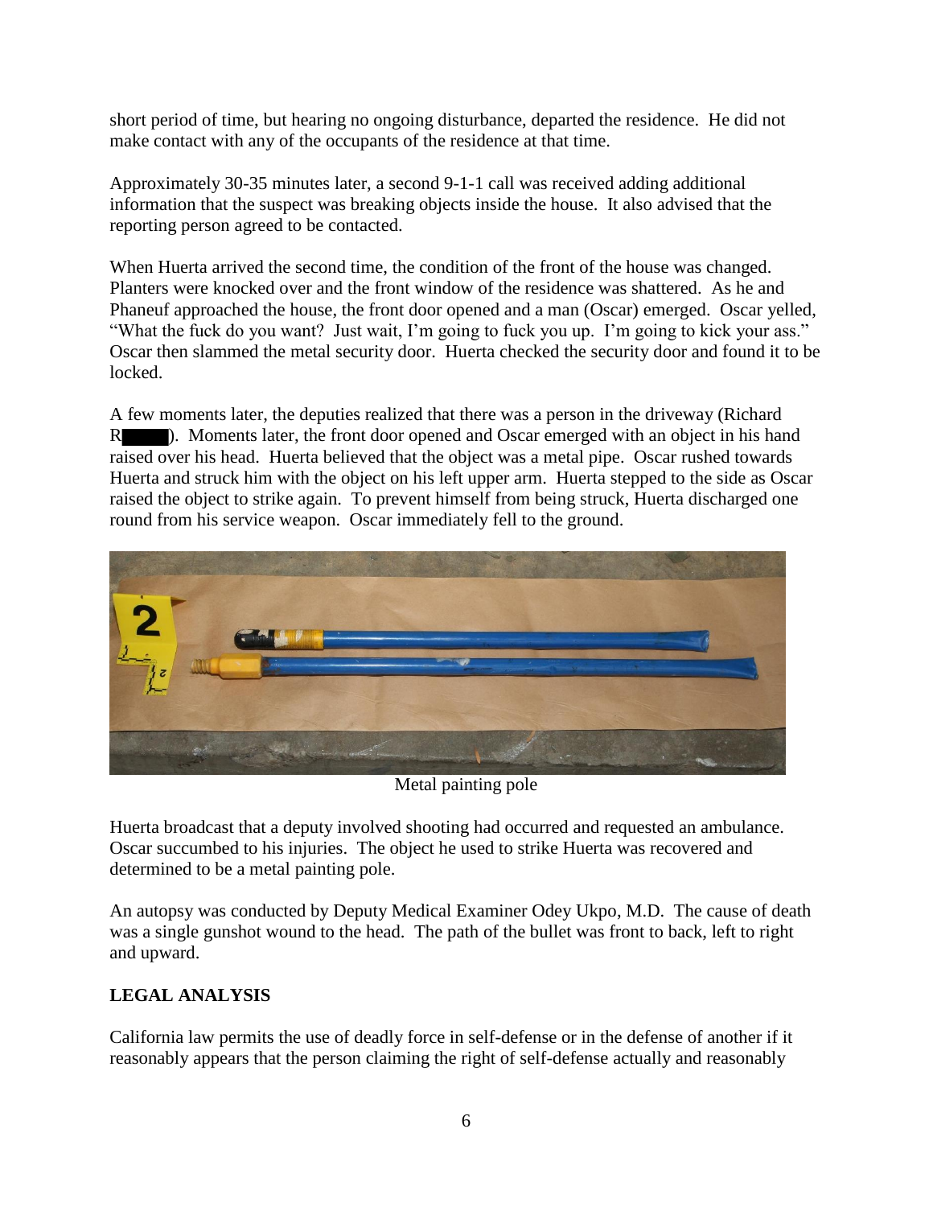short period of time, but hearing no ongoing disturbance, departed the residence. He did not make contact with any of the occupants of the residence at that time.

Approximately 30-35 minutes later, a second 9-1-1 call was received adding additional information that the suspect was breaking objects inside the house. It also advised that the reporting person agreed to be contacted.

When Huerta arrived the second time, the condition of the front of the house was changed. Planters were knocked over and the front window of the residence was shattered. As he and Phaneuf approached the house, the front door opened and a man (Oscar) emerged. Oscar yelled, "What the fuck do you want? Just wait, I'm going to fuck you up. I'm going to kick your ass." Oscar then slammed the metal security door. Huerta checked the security door and found it to be locked.

A few moments later, the deputies realized that there was a person in the driveway (Richard R████). Moments later, the front door opened and Oscar emerged with an object in his hand raised over his head. Huerta believed that the object was a metal pipe. Oscar rushed towards Huerta and struck him with the object on his left upper arm. Huerta stepped to the side as Oscar raised the object to strike again. To prevent himself from being struck, Huerta discharged one round from his service weapon. Oscar immediately fell to the ground.

Metal painting pole

Huerta broadcast that a deputy involved shooting had occurred and requested an ambulance. Oscar succumbed to his injuries. The object he used to strike Huerta was recovered and determined to be a metal painting pole.

An autopsy was conducted by Deputy Medical Examiner Odey Ukpo, M.D. The cause of death was a single gunshot wound to the head. The path of the bullet was front to back, left to right and upward.

## LEGAL ANALYSIS

California law permits the use of deadly force in self-defense or in the defense of another if it reasonably appears that the person claiming the right of self-defense actually and reasonably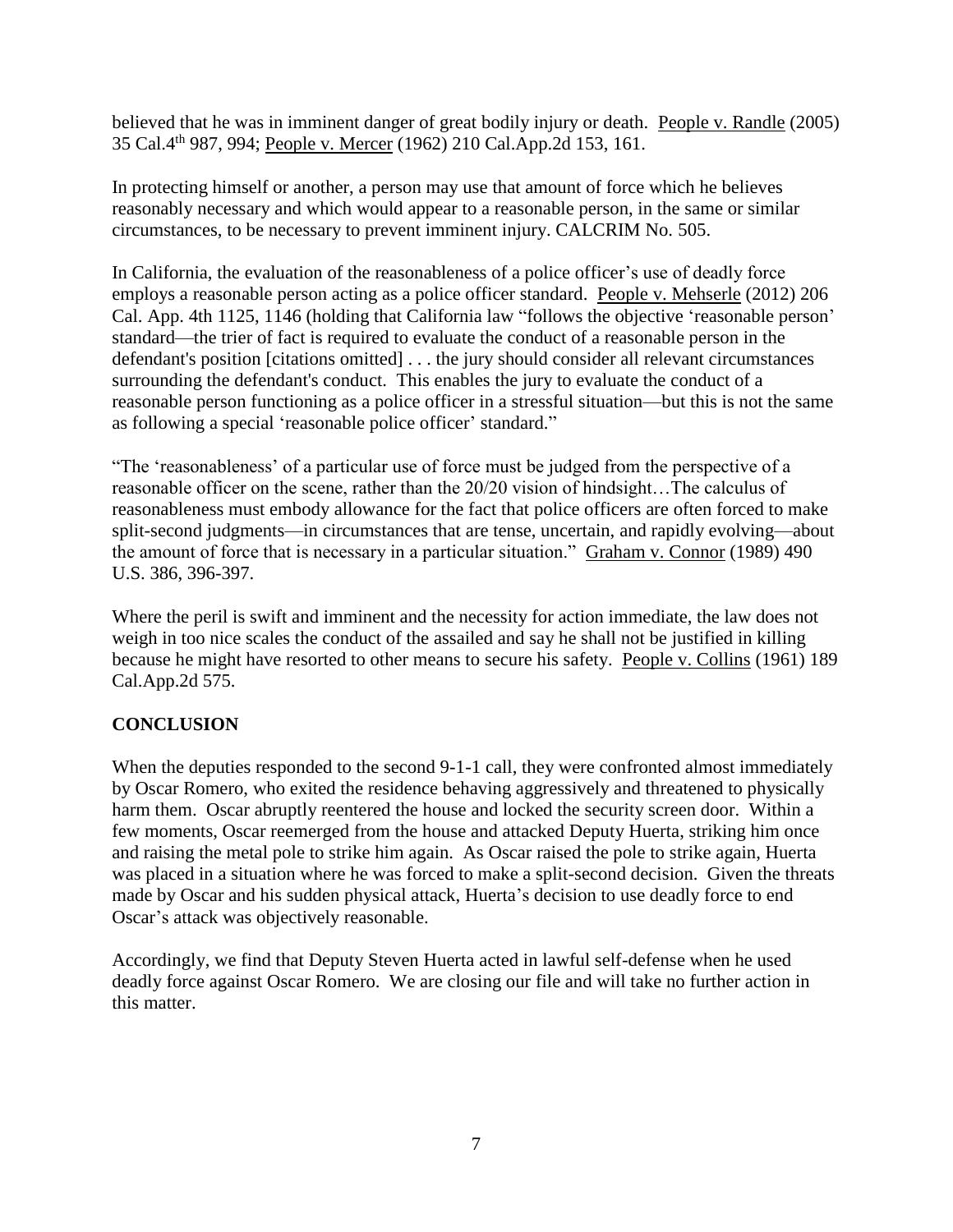believed that he was in imminent danger of great bodily injury or death. People v. Randle (2005) 35 Cal.4th 987, 994; People v. Mercer (1962) 210 Cal.App.2d 153, 161.

In protecting himself or another, a person may use that amount of force which he believes reasonably necessary and which would appear to a reasonable person, in the same or similar circumstances, to be necessary to prevent imminent injury. CALCRIM No. 505.

In California, the evaluation of the reasonableness of a police officer's use of deadly force employs a reasonable person acting as a police officer standard. People v. Mehserle (2012) 206 Cal. App. 4th 1125, 1146 (holding that California law "follows the objective 'reasonable person' standard—the trier of fact is required to evaluate the conduct of a reasonable person in the defendant's position [citations omitted] . . . the jury should consider all relevant circumstances surrounding the defendant's conduct. This enables the jury to evaluate the conduct of a reasonable person functioning as a police officer in a stressful situation—but this is not the same as following a special 'reasonable police officer' standard."

"The 'reasonableness' of a particular use of force must be judged from the perspective of a reasonable officer on the scene, rather than the 20/20 vision of hindsight…The calculus of reasonableness must embody allowance for the fact that police officers are often forced to make split-second judgments—in circumstances that are tense, uncertain, and rapidly evolving—about the amount of force that is necessary in a particular situation." Graham v. Connor (1989) 490 U.S. 386, 396-397.

Where the peril is swift and imminent and the necessity for action immediate, the law does not weigh in too nice scales the conduct of the assailed and say he shall not be justified in killing because he might have resorted to other means to secure his safety. People v. Collins (1961) 189 Cal.App.2d 575.

## CONCLUSION

When the deputies responded to the second 9-1-1 call, they were confronted almost immediately by Oscar Romero, who exited the residence behaving aggressively and threatened to physically harm them. Oscar abruptly reentered the house and locked the security screen door. Within a few moments, Oscar reemerged from the house and attacked Deputy Huerta, striking him once and raising the metal pole to strike him again. As Oscar raised the pole to strike again, Huerta was placed in a situation where he was forced to make a split-second decision. Given the threats made by Oscar and his sudden physical attack, Huerta's decision to use deadly force to end Oscar's attack was objectively reasonable.

Accordingly, we find that Deputy Steven Huerta acted in lawful self-defense when he used deadly force against Oscar Romero. We are closing our file and will take no further action in this matter.